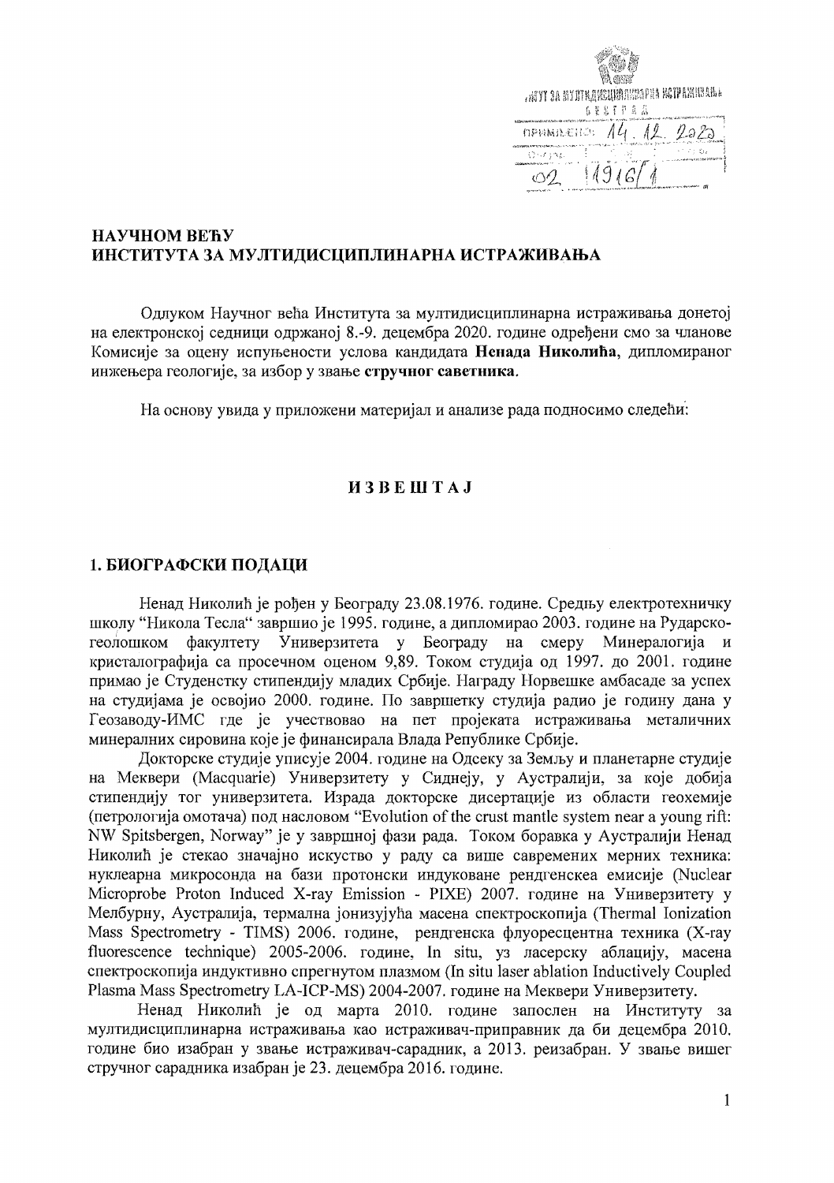ИНСТИТУТ ЗА МУЛТИДИСЦИПЛИНАРНА ИСТРАЖИВАЊА
БЕОГРАД
ПРИМЉЕНО: 14. 12. 2020
02 1916/1

## НАУЧНОМ ВЕЋУ
## ИНСТИТУТА ЗА МУЛТИДИСЦИПЛИНАРНА ИСТРАЖИВАЊА

Одлуком Научног већа Института за мултидисциплинарна истраживања донетој на електронској седници одржаној 8.-9. децембра 2020. године одређени смо за чланове Комисије за оцену испуњености услова кандидата **Ненада Николића**, дипломираног инжењера геологије, за избор у звање **стручног саветника**.

На основу увида у приложени материјал и анализе рада подносимо следећи:

# ИЗВЕШТАЈ

## 1. БИОГРАФСКИ ПОДАЦИ

Ненад Николић је рођен у Београду 23.08.1976. године. Средњу електротехничку школу "Никола Тесла" завршио је 1995. године, а дипломирао 2003. године на Рударско-геолошком факултету Универзитета у Београду на смеру Минералогија и кристалографија са просечном оценом 9,89. Током студија од 1997. до 2001. године примао је Студенстку стипендију младих Србије. Награду Норвешке амбасаде за успех на студијама је освојио 2000. године. По завршетку студија радио је годину дана у Геозаводу-ИМС где је учествовао на пет пројеката истраживања металичних минералних сировина које је финансирала Влада Републике Србије.

Докторске студије уписује 2004. године на Одсеку за Земљу и планетарне студије на Меквери (Macquarie) Универзитету у Сиднеју, у Аустралији, за које добија стипендију тог универзитета. Израда докторске дисертације из области геохемије (петрологија омотача) под насловом "Evolution of the crust mantle system near a young rift: NW Spitsbergen, Norway" је у завршној фази рада. Током боравка у Аустралији Ненад Николић је стекао значајно искуство у раду са више савремених мерних техника: нуклеарна микросонда на бази протонски индуковане рендгенскеа емисије (Nuclear Microprobe Proton Induced X-ray Emission - PIXE) 2007. године на Универзитету у Мелбурну, Аустралија, термална јонизујућа масена спектроскопија (Thermal Ionization Mass Spectrometry - TIMS) 2006. године, рендгенска флуоресцентна техника (X-ray fluorescence technique) 2005-2006. године, In situ, уз ласерску аблацију, масена спектроскопија индуктивно спрегнутом плазмом (In situ laser ablation Inductively Coupled Plasma Mass Spectrometry LA-ICP-MS) 2004-2007. године на Меквери Универзитету.

Ненад Николић је од марта 2010. године запослен на Институту за мултидисциплинарна истраживања као истраживач-приправник да би децембра 2010. године био изабран у звање истраживач-сарадник, а 2013. реизабран. У звање вишег стручног сарадника изабран је 23. децембра 2016. године.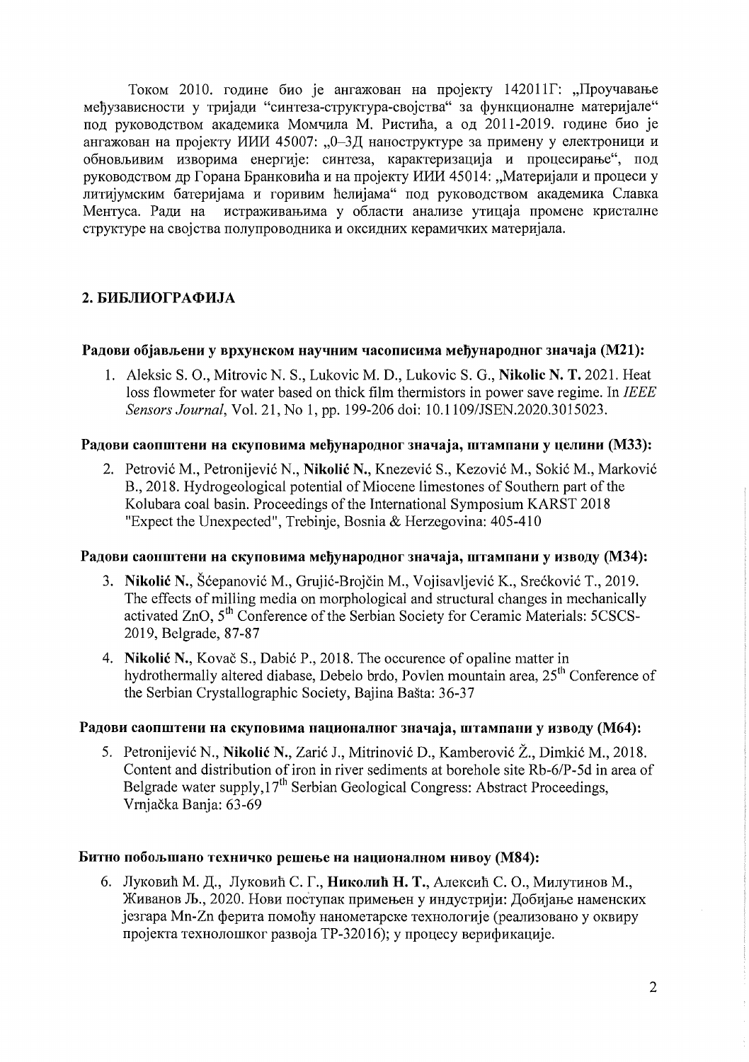Током 2010. године био је ангажован на пројекту 142011Г: „Проучавање међузависности у тријади "синтеза-структура-својства" за функционалне материјале" под руководством академика Момчила М. Ристића, а од 2011-2019. године био је ангажован на пројекту ИИИ 45007: „0–3Д наноструктуре за примену у електроници и обновљивим изворима енергије: синтеза, карактеризација и процесирање", под руководством др Горана Бранковића и на пројекту ИИИ 45014: „Материјали и процеси у литијумским батеријама и горивим ћелијама" под руководством академика Славка Ментуса. Ради на истраживањима у области анализе утицаја промене кристалне структуре на својства полупроводника и оксидних керамичких материјала.

## 2. БИБЛИОГРАФИЈА

### Радови објављени у врхунском научним часописима међународног значаја (М21):

1. Aleksic S. O., Mitrovic N. S., Lukovic M. D., Lukovic S. G., **Nikolic N. T.** 2021. Heat loss flowmeter for water based on thick film thermistors in power save regime. In *IEEE Sensors Journal*, Vol. 21, No 1, pp. 199-206 doi: 10.1109/JSEN.2020.3015023.

### Радови саопштени на скуповима међународног значаја, штампани у целини (М33):

2. Petrović M., Petronijević N., **Nikolić N.**, Knezević S., Kezović M., Sokić M., Marković B., 2018. Hydrogeological potential of Miocene limestones of Southern part of the Kolubara coal basin. Proceedings of the International Symposium KARST 2018 "Expect the Unexpected", Trebinje, Bosnia & Herzegovina: 405-410

### Радови саопштени на скуповима међународног значаја, штампани у изводу (М34):

3. **Nikolić N.**, Šćepanović M., Grujić-Brojčin M., Vojisavljević K., Srećković T., 2019. The effects of milling media on morphological and structural changes in mechanically activated ZnO, 5th Conference of the Serbian Society for Ceramic Materials: 5CSCS-2019, Belgrade, 87-87

4. **Nikolić N.**, Kovač S., Dabić P., 2018. The occurence of opaline matter in hydrothermally altered diabase, Debelo brdo, Povlen mountain area, 25th Conference of the Serbian Crystallographic Society, Bajina Bašta: 36-37

### Радови саопштени на скуповима националног значаја, штампани у изводу (М64):

5. Petronijević N., **Nikolić N.**, Zarić J., Mitrinović D., Kamberović Ž., Dimkić M., 2018. Content and distribution of iron in river sediments at borehole site Rb-6/P-5d in area of Belgrade water supply,17th Serbian Geological Congress: Abstract Proceedings, Vrnjačka Banja: 63-69

### Битно побољшано техничко решење на националном нивоу (М84):

6. Луковић М. Д., Луковић С. Г., **Николић Н. Т.**, Алексић С. О., Милутинов М., Живанов Љ., 2020. Нови поступак примењен у индустрији: Добијање наменских језгара Mn-Zn ферита помоћу нанометарске технологије (реализовано у оквиру пројекта технолошког развоја ТР-32016); у процесу верификације.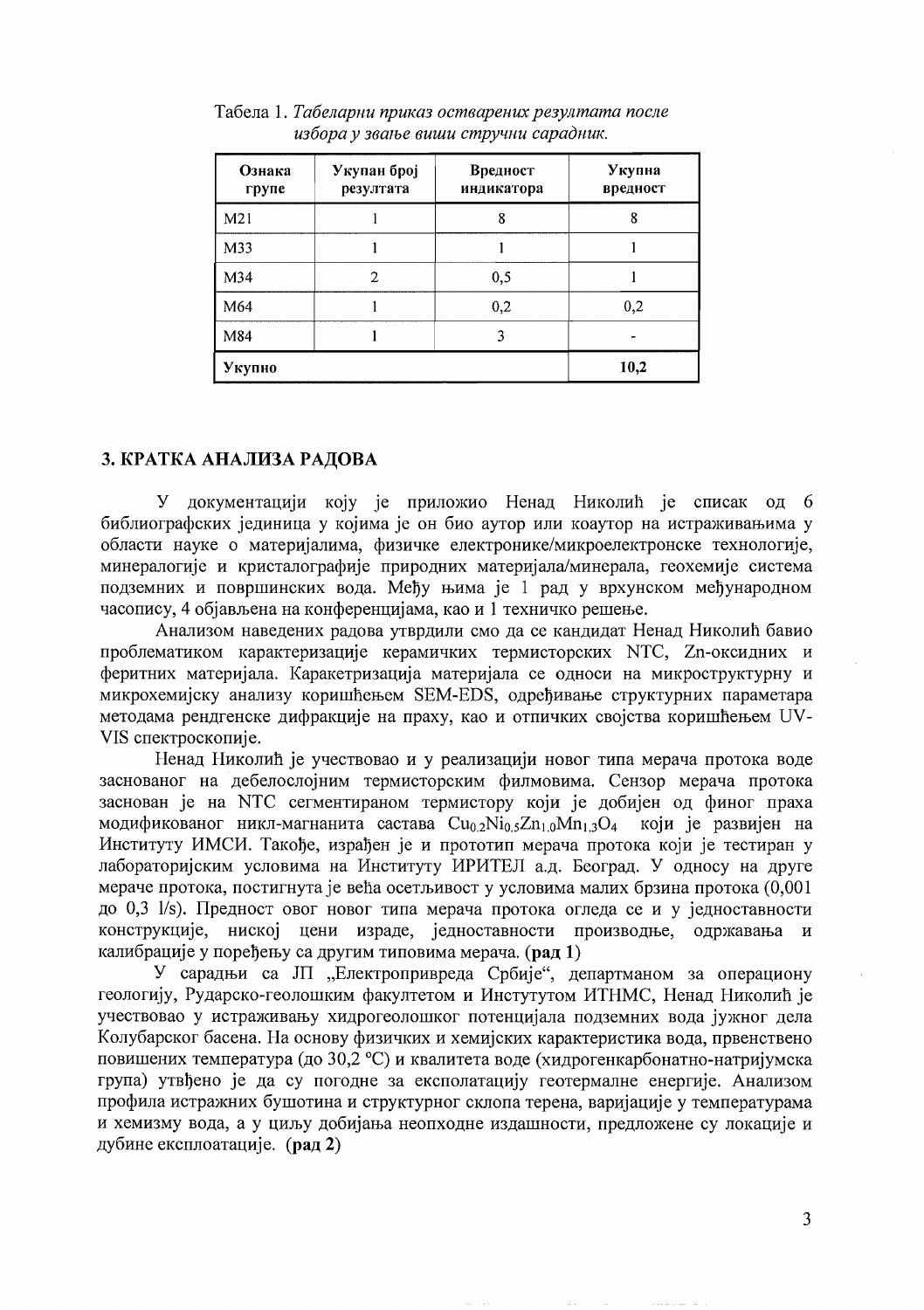Табела 1. *Табеларни приказ остварених резултата после избора у звање виши стручни сарадник.*

| Ознака групе | Укупан број резултата | Вредност индикатора | Укупна вредност |
|---|---|---|---|
| M21 | 1 | 8 | 8 |
| M33 | 1 | 1 | 1 |
| M34 | 2 | 0,5 | 1 |
| M64 | 1 | 0,2 | 0,2 |
| M84 | 1 | 3 | - |
| **Укупно** | | | **10,2** |

## 3. КРАТКА АНАЛИЗА РАДОВА

У документацији коју је приложио Ненад Николић је списак од 6 библиографских јединица у којима је он био аутор или коаутор на истраживањима у области науке о материјалима, физичке електронике/микроелектронске технологије, минералогије и кристалографије природних материјала/минерала, геохемије система подземних и површинских вода. Међу њима је 1 рад у врхунском међународном часопису, 4 објављена на конференцијама, као и 1 техничко решење.

Анализом наведених радова утврдили смо да се кандидат Ненад Николић бавио проблематиком карактеризације керамичких термисторских NTC, Zn-оксидних и феритних материјала. Каракетризација материјала се односи на микроструктурну и микрохемијску анализу коришћењем SEM-EDS, одређивање структурних параметара методама рендгенске дифракције на праху, као и отпичких својства коришћењем UV-VIS спектроскопије.

Ненад Николић је учествовао и у реализацији новог типа мерача протока воде заснованог на дебелослојним термисторским филмовима. Сензор мерача протока заснован је на NTC сегментираном термистору који је добијен од финог праха модификованог никл-магнанита састава $Cu_{0.2}Ni_{0.5}Zn_{1.0}Mn_{1.3}O_4$ који је развијен на Институту ИМСИ. Такође, израђен је и прототип мерача протока који је тестиран у лабораторијским условима на Институту ИРИТЕЛ а.д. Београд. У односу на друге мераче протока, постигнута је већа осетљивост у условима малих брзина протока (0,001 до 0,3 l/s). Предност овог новог типа мерача протока огледа се и у једноставности конструкције, ниској цени израде, једноставности производње, одржавања и калибрације у поређењу са другим типовима мерача. **(рад 1)**

У сарадњи са ЈП „Електропривреда Србије", департманом за операциону геологију, Рударско-геолошким факултетом и Инстутутом ИТНМС, Ненад Николић је учествовао у истраживању хидрогеолошког потенцијала подземних вода јужног дела Колубарског басена. На основу физичких и хемијских карактеристика вода, првенствено повишених температура (до 30,2 °C) и квалитета воде (хидрогенкарбонатно-натријумска група) утвђено је да су погодне за експолатацију геотермалне енергије. Анализом профила истражних бушотина и структурног склопа терена, варијације у температурама и хемизму вода, а у циљу добијања неопходне издашности, предложене су локације и дубине експлоатације. **(рад 2)**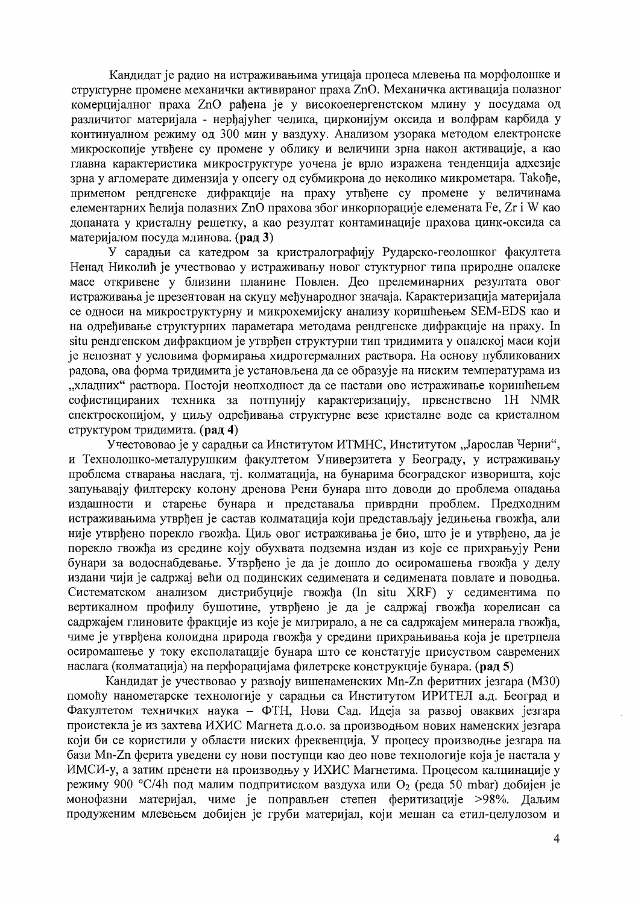Кандидат је радио на истраживањима утицаја процеса млевења на морфолошке и структурне промене механички активираног праха ZnO. Механичка активација полазног комерцијалног праха ZnO рађена је у високоенергенстском млину у посудама од различитог материјала - нерђајућег челика, цирконијум оксида и волфрам карбида у континуалном режиму од 300 мин у ваздуху. Анализом узорака методом електронске микроскопије утвђене су промене у облику и величини зрна након активације, а као главна карактеристика микроструктуре уочена је врло изражена тенденција адхезије зрна у агломерате димензија у опсегу од субмикрона до неколико микрометара. Takође, применом рендгенске дифракције на праху утвђене су промене у величинама елементарних ћелија полазних ZnO прахова због инкорпорације елемената Fe, Zr i W као допаната у кристалну решетку, а као резултат контаминације прахова цинк-оксида са материјалом посуда млинова. (**рад 3**)

У сарадњи са катедром за кристралографију Рударско-геолошког факултета Ненад Николић је учествовао у истраживању новог стуктурног типа природне опалске масе откривене у близини планине Повлен. Део прелеминарних резултата овог истраживања је презентован на скупу међународног значаја. Карактеризација материјала се односи на микроструктурну и микрохемијску анализу коришћењем SEM-EDS као и на одређивање структурних параметара методама рендгенске дифракције на праху. In situ рендгенском дифракциом је утврђен структурни тип тридимита у опалској маси који је непознат у условима формирања хидротермалних раствора. На основу публикованих радова, ова форма тридимита је установљена да се образује на ниским температурама из „хладних" раствора. Постоји неопходност да се настави ово истраживање коришћењем софистицираних техника за потпунију карактеризацију, првенствено 1H NMR спектроскопијом, у циљу одређивања структурне везе кристалне воде са кристалном структуром тридимита. (**рад 4**)

Учестововао је у сарадњи са Институтом ИТМНС, Институтом „Јарослав Черни", и Технолошко-металурушким факултетом Универзитета у Београду, у истраживању проблема стварања наслага, тј. колматација, на бунарима београдског изворишта, које запуњавају филтерску колону дренова Рени бунара што доводи до проблема опадања издашности и старење бунара и представаља привредни проблем. Предходним истраживањима утврђен је састав колматација који представљају једињења гвожђа, али није утврђено порекло гвожђа. Циљ овог истраживања је био, што је и утврђено, да је порекло гвожђа из средине коју обухвата подземна издан из које се прихрањују Рени бунари за водоснабдевање. Утврђено је да је дошло до осиромашења гвожђа у делу издани чији је садржај већи од подинских седимената и седимената повлате и поводња. Систематским анализом дистрибуције гвожђа (In situ XRF) у седиментима по вертикалном профилу бушотине, утврђено је да је садржај гвожђа корелисан са садржајем глиновите фракције из које је мигрирало, а не са садржајем минерала гвожђа, чиме је утврђена колоидна природа гвожђа у средини прихрањивања која је претрпела осиромашење у току експолатације бунара што се констатује присуством савремених наслага (колматација) на перфорацијама филетрске конструкције бунара. (**рад 5**)

Кандидат је учествовао у развоју вишенаменских Mn-Zn феритних језгара (M30) помоћу нанометарске технологије у сарадњи са Институтом ИРИТЕЛ а.д. Београд и Факултетом техничких наука – ФТН, Нови Сад. Идеја за развој оваквих језгара проистекла је из захтева ИХИС Магнета д.о.о. за производњом нових наменских језгара који би се користили у области ниских фреквенција. У процесу производње језгара на бази Mn-Zn ферита уведени су нови поступци као део нове технологије која је настала у ИМСИ-у, а затим пренети на производњу у ИХИС Магнетима. Процесом калцинације у режиму 900 °C/4h под малим подпритиском ваздуха или $O_2$ (реда 50 mbar) добијен је монофазни материјал, чиме је поправљен степен феритизације >98%. Даљим продуженим млевењем добијен је груби материјал, који мешан са етил-целулозом и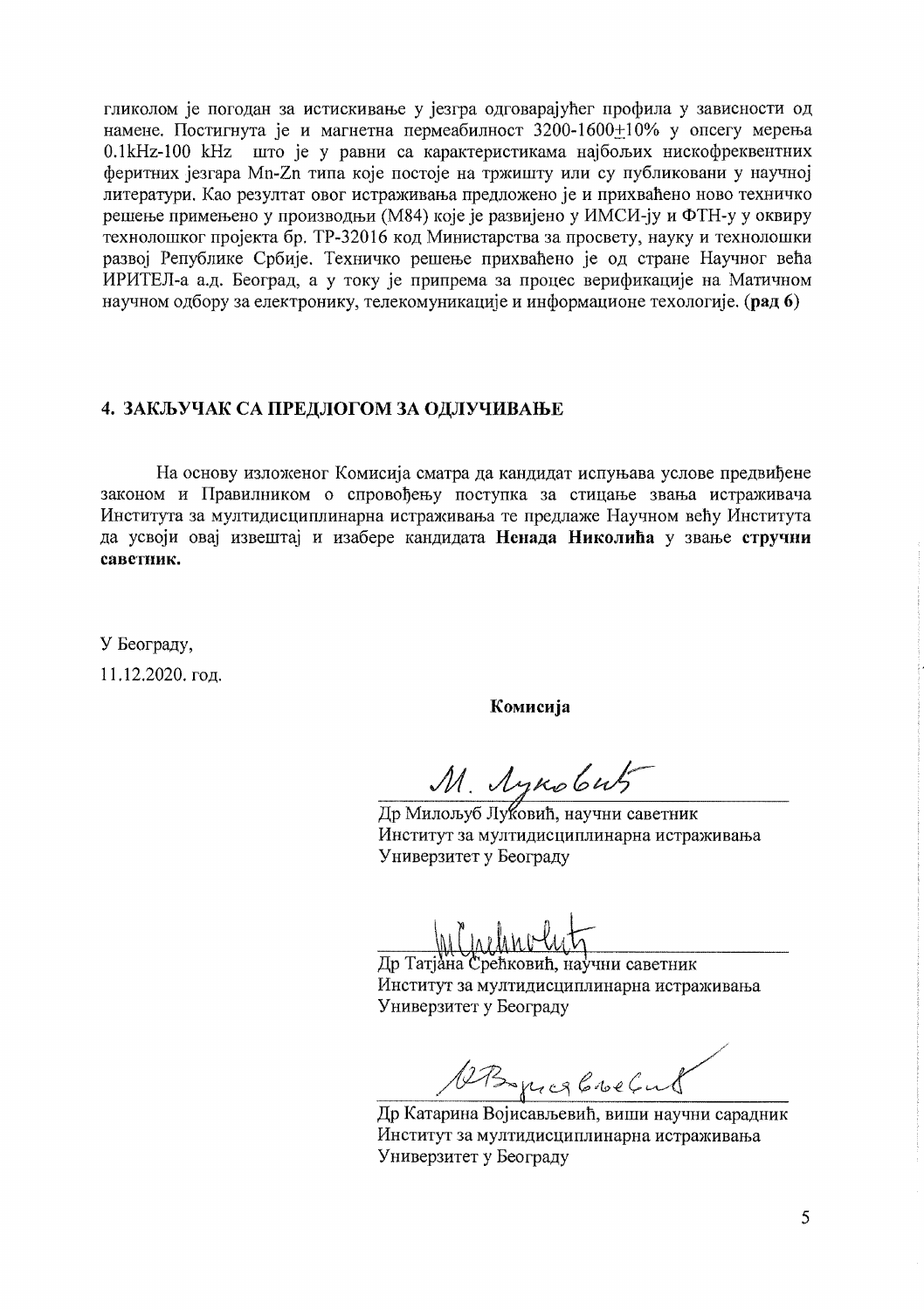гликолом је погодан за истискивање у језгра одговарајућег профила у зависности од намене. Постигнута је и магнетна пермеабилност 3200-1600±10% у опсегу мерења 0.1kHz-100 kHz што је у равни са карактеристикама најбољих нискофреквентних феритних језгара Mn-Zn типа које постоје на тржишту или су публиковани у научној литератури. Као резултат овог истраживања предложено је и прихваћено ново техничко решење примењено у производњи (M84) које је развијено у ИМСИ-ју и ФТН-у у оквиру технолошког пројекта бр. ТР-32016 код Министарства за просвету, науку и технолошки развој Републике Србије. Техничко решење прихваћено је од стране Научног већа ИРИТЕЛ-а а.д. Београд, а у току је припрема за процес верификације на Матичном научном одбору за електронику, телекомуникације и информационе техологије. **(рад 6)**

## 4. ЗАКЉУЧАК СА ПРЕДЛОГОМ ЗА ОДЛУЧИВАЊЕ

На основу изложеног Комисија сматра да кандидат испуњава услове предвиђене законом и Правилником о спровођењу поступка за стицање звања истраживача Института за мултидисциплинарна истраживања те предлаже Научном већу Института да усвоји овај извештај и изабере кандидата **Ненада Николића** у звање **стручни саветник.**

У Београду,

11.12.2020. год.

**Комисија**

Др Миољуб Луковић, научни саветник
Институт за мултидисциплинарна истраживања
Универзитет у Београду

Др Татјана Срећковић, научни саветник
Институт за мултидисциплинарна истраживања
Универзитет у Београду

Др Катарина Војисављевић, виши научни сарадник
Институт за мултидисциплинарна истраживања
Универзитет у Београду